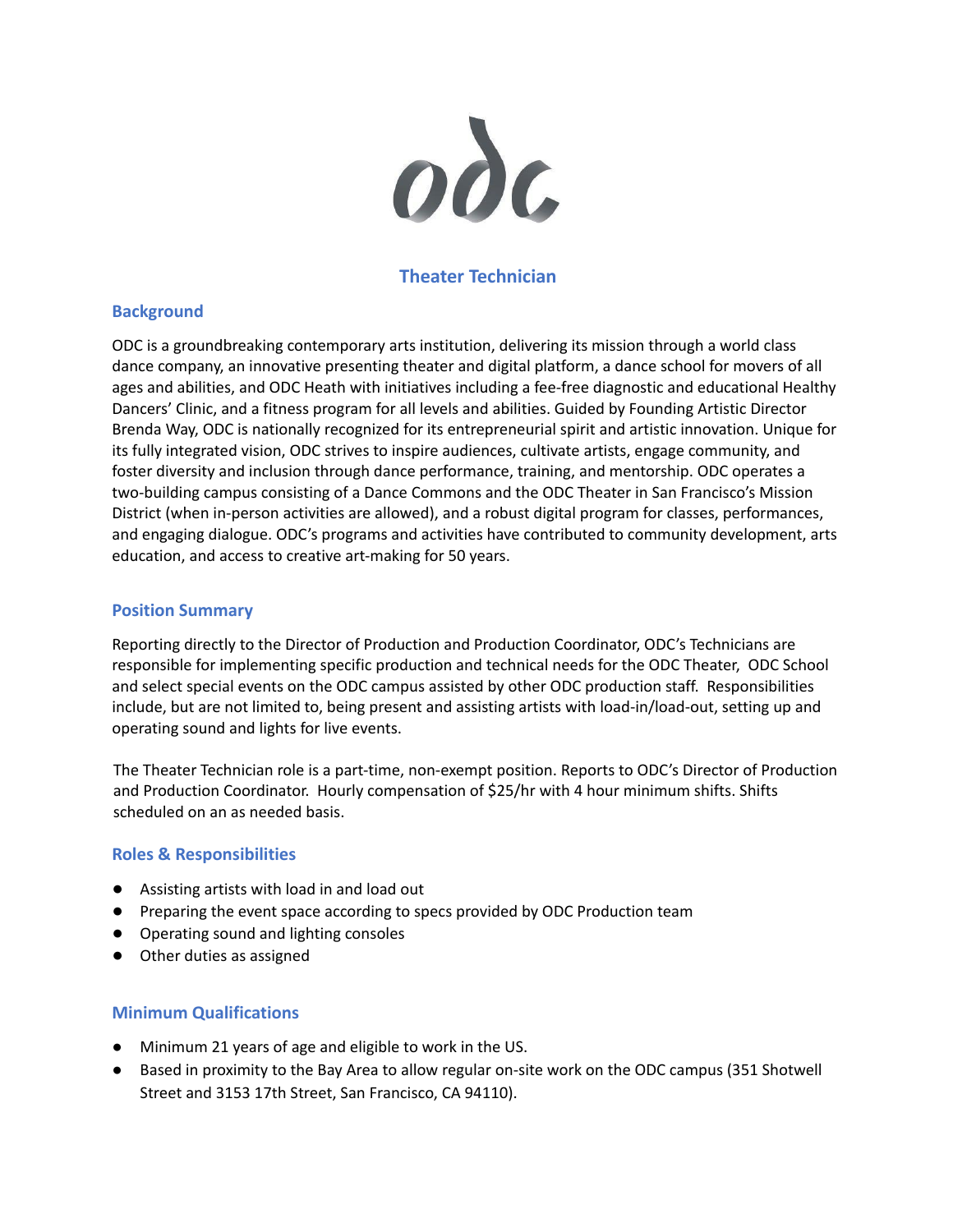# Theater Technician

## Background

ODC is a groundbreaking contemporary arts institution, delivering its mission through a world class dance company, an innovative presenting theater and digital platform, a dance school for movers of all ages and abilities, and ODC Heath with initiatives including a fee-free diagnostic and educational Healthy Dancers' Clinic, and a fitness program for all levels and abilities. Guided by Founding Artistic Director Brenda Way, ODC is nationally recognized for its entrepreneurial spirit and artistic innovation. Unique for its fully integrated vision, ODC strives to inspire audiences, cultivate artists, engage community, and foster diversity and inclusion through dance performance, training, and mentorship. ODC operates a two-building campus consisting of a Dance Commons and the ODC Theater in San Francisco's Mission District (when in-person activities are allowed), and a robust digital program for classes, performances, and engaging dialogue. ODC's programs and activities have contributed to community development, arts education, and access to creative art-making for 50 years.

## Position Summary

Reporting directly to the Director of Production and Production Coordinator, ODC's Technicians are responsible for implementing specific production and technical needs for the ODC Theater, ODC School and select special events on the ODC campus assisted by other ODC production staff. Responsibilities include, but are not limited to, being present and assisting artists with load-in/load-out, setting up and operating sound and lights for live events.

The Theater Technician role is a part-time, non-exempt position. Reports to ODC's Director of Production and Production Coordinator. Hourly compensation of $25/hr with 4 hour minimum shifts. Shifts scheduled on an as needed basis.

## Roles & Responsibilities

- Assisting artists with load in and load out
- Preparing the event space according to specs provided by ODC Production team
- Operating sound and lighting consoles
- Other duties as assigned

## Minimum Qualifications

- Minimum 21 years of age and eligible to work in the US.
- Based in proximity to the Bay Area to allow regular on-site work on the ODC campus (351 Shotwell Street and 3153 17th Street, San Francisco, CA 94110).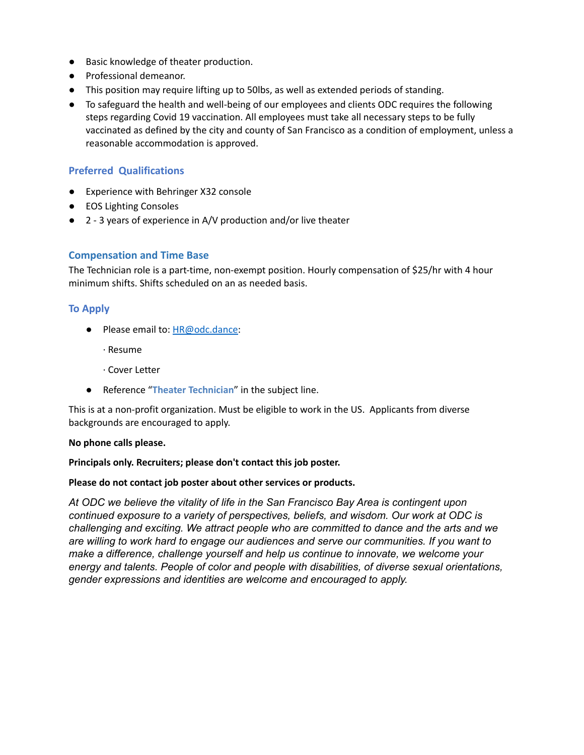- Basic knowledge of theater production.
- Professional demeanor.
- This position may require lifting up to 50lbs, as well as extended periods of standing.
- To safeguard the health and well-being of our employees and clients ODC requires the following steps regarding Covid 19 vaccination. All employees must take all necessary steps to be fully vaccinated as defined by the city and county of San Francisco as a condition of employment, unless a reasonable accommodation is approved.

### Preferred Qualifications

- Experience with Behringer X32 console
- EOS Lighting Consoles
- 2 - 3 years of experience in A/V production and/or live theater

### Compensation and Time Base

The Technician role is a part-time, non-exempt position. Hourly compensation of $25/hr with 4 hour minimum shifts. Shifts scheduled on an as needed basis.

### To Apply

- Please email to: HR@odc.dance:

  · Resume

  · Cover Letter

- Reference "**Theater Technician**" in the subject line.

This is at a non-profit organization. Must be eligible to work in the US. Applicants from diverse backgrounds are encouraged to apply.

**No phone calls please.**

**Principals only. Recruiters; please don't contact this job poster.**

**Please do not contact job poster about other services or products.**

*At ODC we believe the vitality of life in the San Francisco Bay Area is contingent upon continued exposure to a variety of perspectives, beliefs, and wisdom. Our work at ODC is challenging and exciting. We attract people who are committed to dance and the arts and we are willing to work hard to engage our audiences and serve our communities. If you want to make a difference, challenge yourself and help us continue to innovate, we welcome your energy and talents. People of color and people with disabilities, of diverse sexual orientations, gender expressions and identities are welcome and encouraged to apply.*